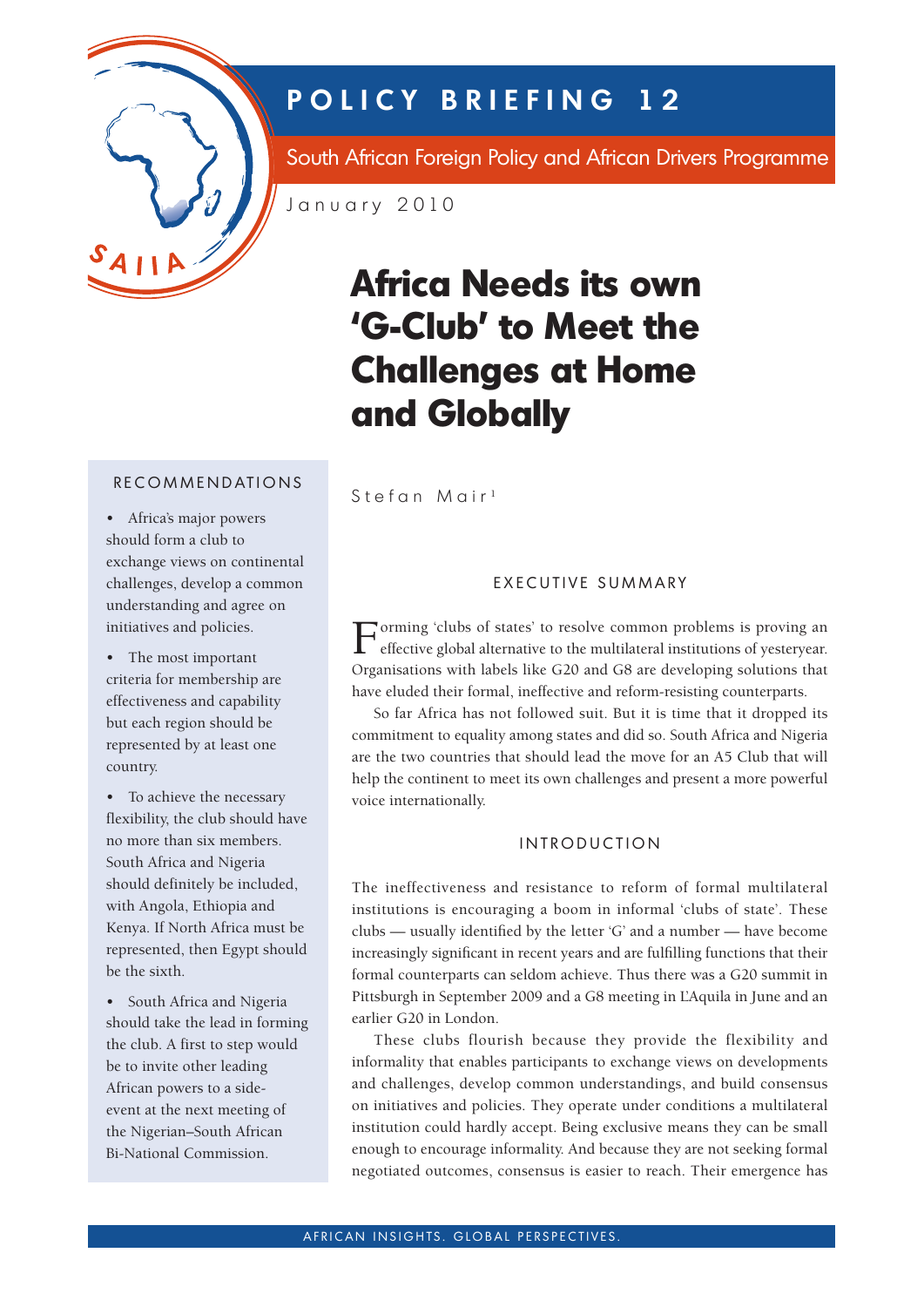# POLICY BRIEFING 12

South African Foreign Policy and African Drivers Programme

January 2010

# Africa Needs its own 'G-Club' to Meet the Challenges at Home and Globally

Stefan Mair[1]

## RECOMMENDATIONS

- Africa's major powers should form a club to exchange views on continental challenges, develop a common understanding and agree on initiatives and policies.
- The most important criteria for membership are effectiveness and capability but each region should be represented by at least one country.
- To achieve the necessary flexibility, the club should have no more than six members. South Africa and Nigeria should definitely be included, with Angola, Ethiopia and Kenya. If North Africa must be represented, then Egypt should be the sixth.
- South Africa and Nigeria should take the lead in forming the club. A first to step would be to invite other leading African powers to a side-event at the next meeting of the Nigerian–South African Bi-National Commission.

## EXECUTIVE SUMMARY

Forming 'clubs of states' to resolve common problems is proving an effective global alternative to the multilateral institutions of yesteryear. Organisations with labels like G20 and G8 are developing solutions that have eluded their formal, ineffective and reform-resisting counterparts.

So far Africa has not followed suit. But it is time that it dropped its commitment to equality among states and did so. South Africa and Nigeria are the two countries that should lead the move for an A5 Club that will help the continent to meet its own challenges and present a more powerful voice internationally.

## INTRODUCTION

The ineffectiveness and resistance to reform of formal multilateral institutions is encouraging a boom in informal 'clubs of state'. These clubs — usually identified by the letter 'G' and a number — have become increasingly significant in recent years and are fulfilling functions that their formal counterparts can seldom achieve. Thus there was a G20 summit in Pittsburgh in September 2009 and a G8 meeting in L'Aquila in June and an earlier G20 in London.

These clubs flourish because they provide the flexibility and informality that enables participants to exchange views on developments and challenges, develop common understandings, and build consensus on initiatives and policies. They operate under conditions a multilateral institution could hardly accept. Being exclusive means they can be small enough to encourage informality. And because they are not seeking formal negotiated outcomes, consensus is easier to reach. Their emergence has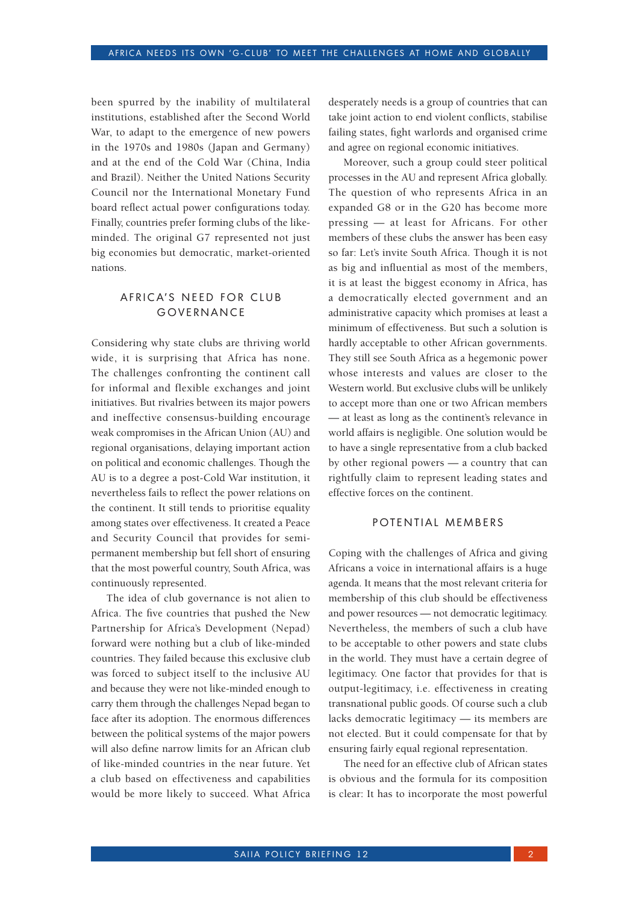been spurred by the inability of multilateral institutions, established after the Second World War, to adapt to the emergence of new powers in the 1970s and 1980s (Japan and Germany) and at the end of the Cold War (China, India and Brazil). Neither the United Nations Security Council nor the International Monetary Fund board reflect actual power configurations today. Finally, countries prefer forming clubs of the like-minded. The original G7 represented not just big economies but democratic, market-oriented nations.

## AFRICA'S NEED FOR CLUB GOVERNANCE

Considering why state clubs are thriving world wide, it is surprising that Africa has none. The challenges confronting the continent call for informal and flexible exchanges and joint initiatives. But rivalries between its major powers and ineffective consensus-building encourage weak compromises in the African Union (AU) and regional organisations, delaying important action on political and economic challenges. Though the AU is to a degree a post-Cold War institution, it nevertheless fails to reflect the power relations on the continent. It still tends to prioritise equality among states over effectiveness. It created a Peace and Security Council that provides for semi-permanent membership but fell short of ensuring that the most powerful country, South Africa, was continuously represented.

The idea of club governance is not alien to Africa. The five countries that pushed the New Partnership for Africa's Development (Nepad) forward were nothing but a club of like-minded countries. They failed because this exclusive club was forced to subject itself to the inclusive AU and because they were not like-minded enough to carry them through the challenges Nepad began to face after its adoption. The enormous differences between the political systems of the major powers will also define narrow limits for an African club of like-minded countries in the near future. Yet a club based on effectiveness and capabilities would be more likely to succeed. What Africa desperately needs is a group of countries that can take joint action to end violent conflicts, stabilise failing states, fight warlords and organised crime and agree on regional economic initiatives.

Moreover, such a group could steer political processes in the AU and represent Africa globally. The question of who represents Africa in an expanded G8 or in the G20 has become more pressing — at least for Africans. For other members of these clubs the answer has been easy so far: Let's invite South Africa. Though it is not as big and influential as most of the members, it is at least the biggest economy in Africa, has a democratically elected government and an administrative capacity which promises at least a minimum of effectiveness. But such a solution is hardly acceptable to other African governments. They still see South Africa as a hegemonic power whose interests and values are closer to the Western world. But exclusive clubs will be unlikely to accept more than one or two African members — at least as long as the continent's relevance in world affairs is negligible. One solution would be to have a single representative from a club backed by other regional powers — a country that can rightfully claim to represent leading states and effective forces on the continent.

## POTENTIAL MEMBERS

Coping with the challenges of Africa and giving Africans a voice in international affairs is a huge agenda. It means that the most relevant criteria for membership of this club should be effectiveness and power resources — not democratic legitimacy. Nevertheless, the members of such a club have to be acceptable to other powers and state clubs in the world. They must have a certain degree of legitimacy. One factor that provides for that is output-legitimacy, i.e. effectiveness in creating transnational public goods. Of course such a club lacks democratic legitimacy — its members are not elected. But it could compensate for that by ensuring fairly equal regional representation.

The need for an effective club of African states is obvious and the formula for its composition is clear: It has to incorporate the most powerful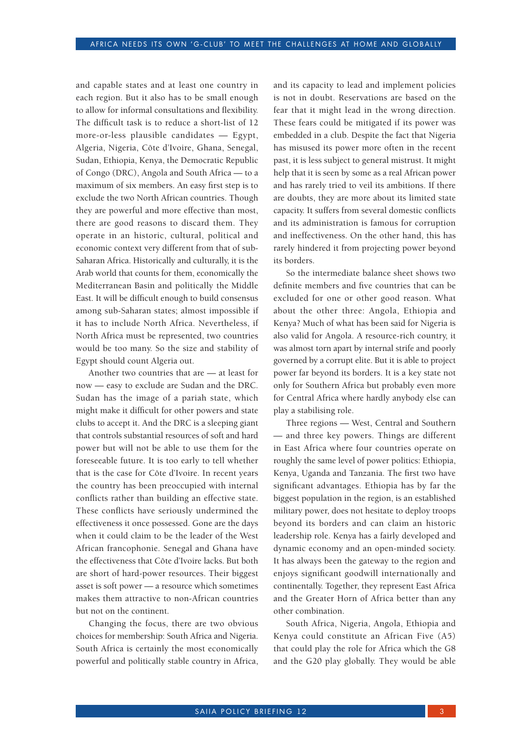and capable states and at least one country in each region. But it also has to be small enough to allow for informal consultations and flexibility. The difficult task is to reduce a short-list of 12 more-or-less plausible candidates — Egypt, Algeria, Nigeria, Côte d'Ivoire, Ghana, Senegal, Sudan, Ethiopia, Kenya, the Democratic Republic of Congo (DRC), Angola and South Africa — to a maximum of six members. An easy first step is to exclude the two North African countries. Though they are powerful and more effective than most, there are good reasons to discard them. They operate in an historic, cultural, political and economic context very different from that of sub-Saharan Africa. Historically and culturally, it is the Arab world that counts for them, economically the Mediterranean Basin and politically the Middle East. It will be difficult enough to build consensus among sub-Saharan states; almost impossible if it has to include North Africa. Nevertheless, if North Africa must be represented, two countries would be too many. So the size and stability of Egypt should count Algeria out.

Another two countries that are — at least for now — easy to exclude are Sudan and the DRC. Sudan has the image of a pariah state, which might make it difficult for other powers and state clubs to accept it. And the DRC is a sleeping giant that controls substantial resources of soft and hard power but will not be able to use them for the foreseeable future. It is too early to tell whether that is the case for Côte d'Ivoire. In recent years the country has been preoccupied with internal conflicts rather than building an effective state. These conflicts have seriously undermined the effectiveness it once possessed. Gone are the days when it could claim to be the leader of the West African francophonie. Senegal and Ghana have the effectiveness that Côte d'Ivoire lacks. But both are short of hard-power resources. Their biggest asset is soft power — a resource which sometimes makes them attractive to non-African countries but not on the continent.

Changing the focus, there are two obvious choices for membership: South Africa and Nigeria. South Africa is certainly the most economically powerful and politically stable country in Africa, and its capacity to lead and implement policies is not in doubt. Reservations are based on the fear that it might lead in the wrong direction. These fears could be mitigated if its power was embedded in a club. Despite the fact that Nigeria has misused its power more often in the recent past, it is less subject to general mistrust. It might help that it is seen by some as a real African power and has rarely tried to veil its ambitions. If there are doubts, they are more about its limited state capacity. It suffers from several domestic conflicts and its administration is famous for corruption and ineffectiveness. On the other hand, this has rarely hindered it from projecting power beyond its borders.

So the intermediate balance sheet shows two definite members and five countries that can be excluded for one or other good reason. What about the other three: Angola, Ethiopia and Kenya? Much of what has been said for Nigeria is also valid for Angola. A resource-rich country, it was almost torn apart by internal strife and poorly governed by a corrupt elite. But it is able to project power far beyond its borders. It is a key state not only for Southern Africa but probably even more for Central Africa where hardly anybody else can play a stabilising role.

Three regions — West, Central and Southern — and three key powers. Things are different in East Africa where four countries operate on roughly the same level of power politics: Ethiopia, Kenya, Uganda and Tanzania. The first two have significant advantages. Ethiopia has by far the biggest population in the region, is an established military power, does not hesitate to deploy troops beyond its borders and can claim an historic leadership role. Kenya has a fairly developed and dynamic economy and an open-minded society. It has always been the gateway to the region and enjoys significant goodwill internationally and continentally. Together, they represent East Africa and the Greater Horn of Africa better than any other combination.

South Africa, Nigeria, Angola, Ethiopia and Kenya could constitute an African Five (A5) that could play the role for Africa which the G8 and the G20 play globally. They would be able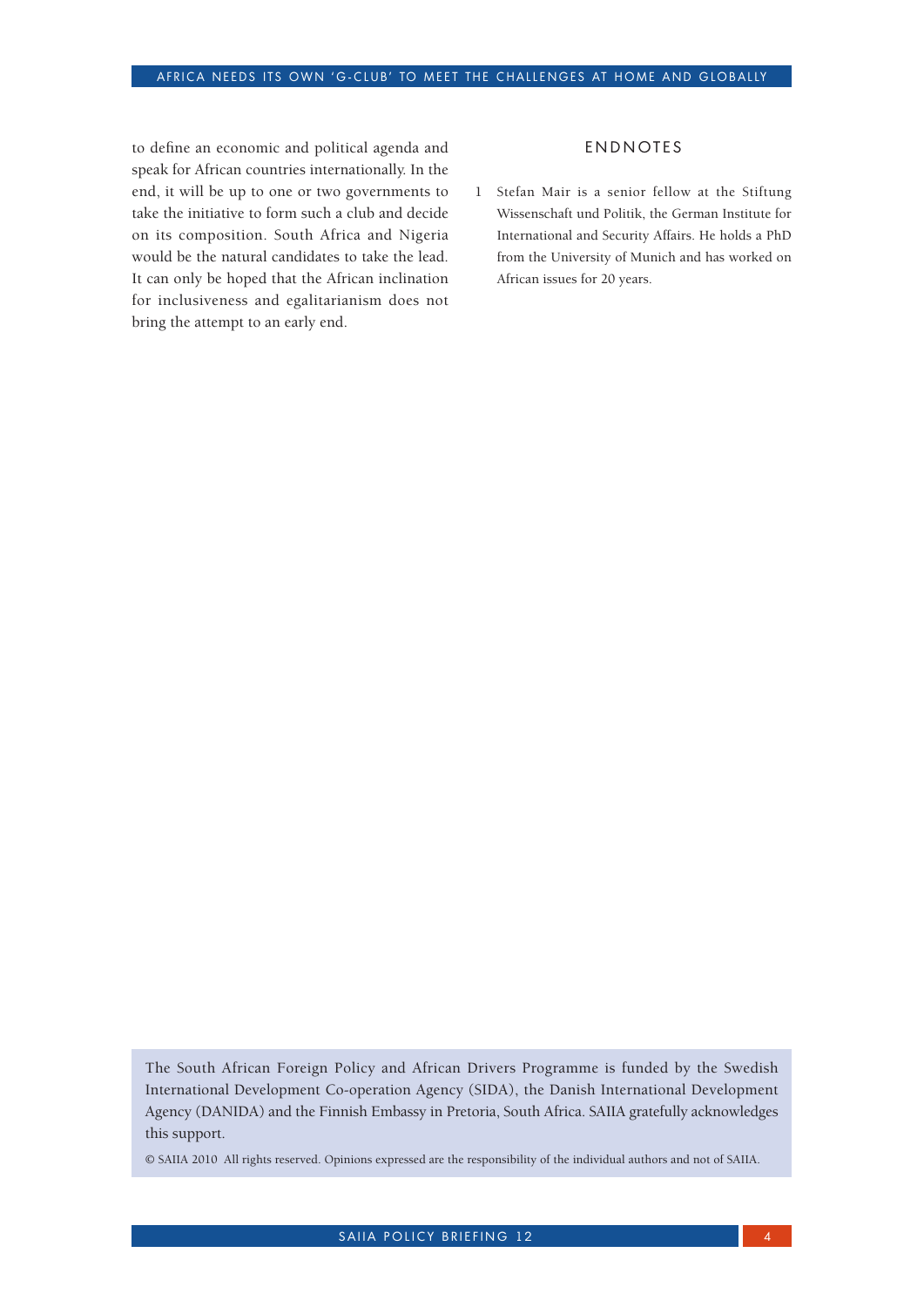to define an economic and political agenda and speak for African countries internationally. In the end, it will be up to one or two governments to take the initiative to form such a club and decide on its composition. South Africa and Nigeria would be the natural candidates to take the lead. It can only be hoped that the African inclination for inclusiveness and egalitarianism does not bring the attempt to an early end.

## ENDNOTES

1 Stefan Mair is a senior fellow at the Stiftung Wissenschaft und Politik, the German Institute for International and Security Affairs. He holds a PhD from the University of Munich and has worked on African issues for 20 years.

The South African Foreign Policy and African Drivers Programme is funded by the Swedish International Development Co-operation Agency (SIDA), the Danish International Development Agency (DANIDA) and the Finnish Embassy in Pretoria, South Africa. SAIIA gratefully acknowledges this support.

© SAIIA 2010 All rights reserved. Opinions expressed are the responsibility of the individual authors and not of SAIIA.